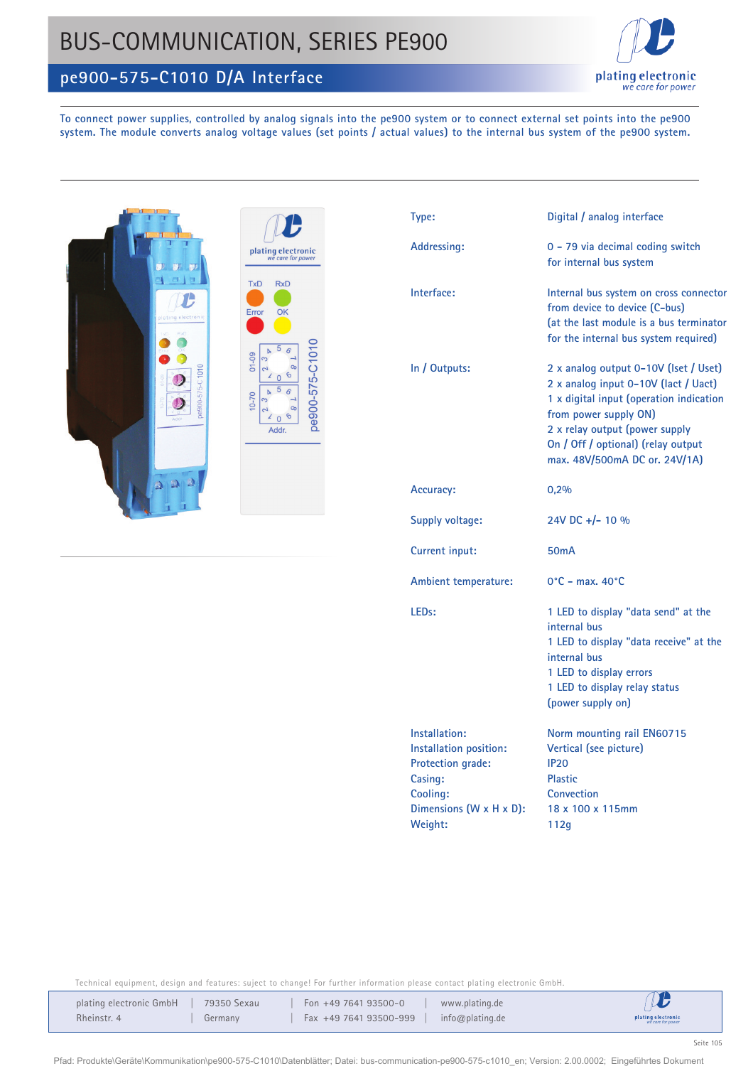# BUS-COMMUNICATION, SERIES PE900

## pe900-575-C1010 D/A Interface

To connect power supplies, controlled by analog signals into the pe900 system or to connect external set points into the pe900 system. The module converts analog voltage values (set points / actual values) to the internal bus system of the pe900 system.

| | |
|---|---|
| Type: | Digital / analog interface |
| Addressing: | 0 – 79 via decimal coding switch for internal bus system |
| Interface: | Internal bus system on cross connector from device to device (C-bus) (at the last module is a bus terminator for the internal bus system required) |
| In / Outputs: | 2 x analog output 0-10V (Iset / Uset)<br>2 x analog input 0-10V (Iact / Uact)<br>1 x digital input (operation indication from power supply ON)<br>2 x relay output (power supply On / Off / optional) (relay output max. 48V/500mA DC or. 24V/1A) |
| Accuracy: | 0,2% |
| Supply voltage: | 24V DC +/- 10 % |
| Current input: | 50mA |
| Ambient temperature: | 0°C - max. 40°C |
| LEDs: | 1 LED to display "data send" at the internal bus<br>1 LED to display "data receive" at the internal bus<br>1 LED to display errors<br>1 LED to display relay status (power supply on) |
| Installation: | Norm mounting rail EN60715 |
| Installation position: | Vertical (see picture) |
| Protection grade: | IP20 |
| Casing: | Plastic |
| Cooling: | Convection |
| Dimensions (W x H x D): | 18 x 100 x 115mm |
| Weight: | 112g |

Technical equipment, design and features: suject to change! For further information please contact plating electronic GmbH.

plating electronic GmbH | 79350 Sexau | Fon +49 7641 93500-0 | www.plating.de
Rheinstr. 4 | Germany | Fax +49 7641 93500-999 | info@plating.de

Pfad: Produkte\Geräte\Kommunikation\pe900-575-C1010\Datenblätter; Datei: bus-communication-pe900-575-c1010_en; Version: 2.00.0002; Eingeführtes Dokument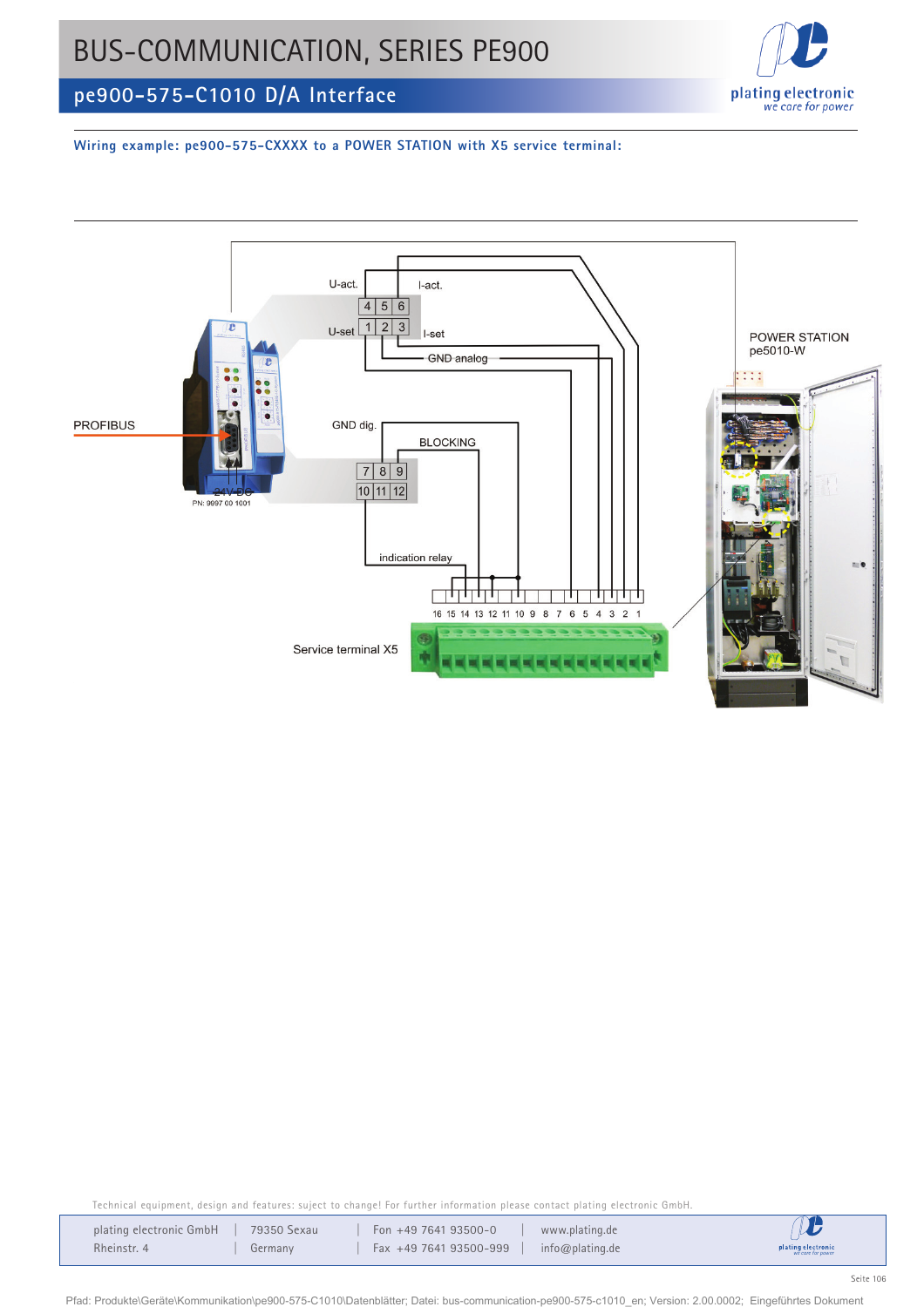# BUS-COMMUNICATION, SERIES PE900

## pe900-575-C1010 D/A Interface

**Wiring example: pe900-575-CXXXX to a POWER STATION with X5 service terminal:**

U-act.

I-act.

4 5 6

U-set

1 2 3

I-set

GND analog

POWER STATION
pe5010-W

PROFIBUS

GND dig.

BLOCKING

7 8 9

10 11 12

24V DC

PN: 9997 00 1001

indication relay

16 15 14 13 12 11 10 9 8 7 6 5 4 3 2 1

Service terminal X5

Technical equipment, design and features: suject to change! For further information please contact plating electronic GmbH.

| | | | |
|---|---|---|---|
| plating electronic GmbH | 79350 Sexau | Fon +49 7641 93500-0 | www.plating.de |
| Rheinstr. 4 | Germany | Fax +49 7641 93500-999 | info@plating.de |

Pfad: Produkte\Geräte\Kommunikation\pe900-575-C1010\Datenblätter; Datei: bus-communication-pe900-575-c1010_en; Version: 2.00.0002; Eingeführtes Dokument